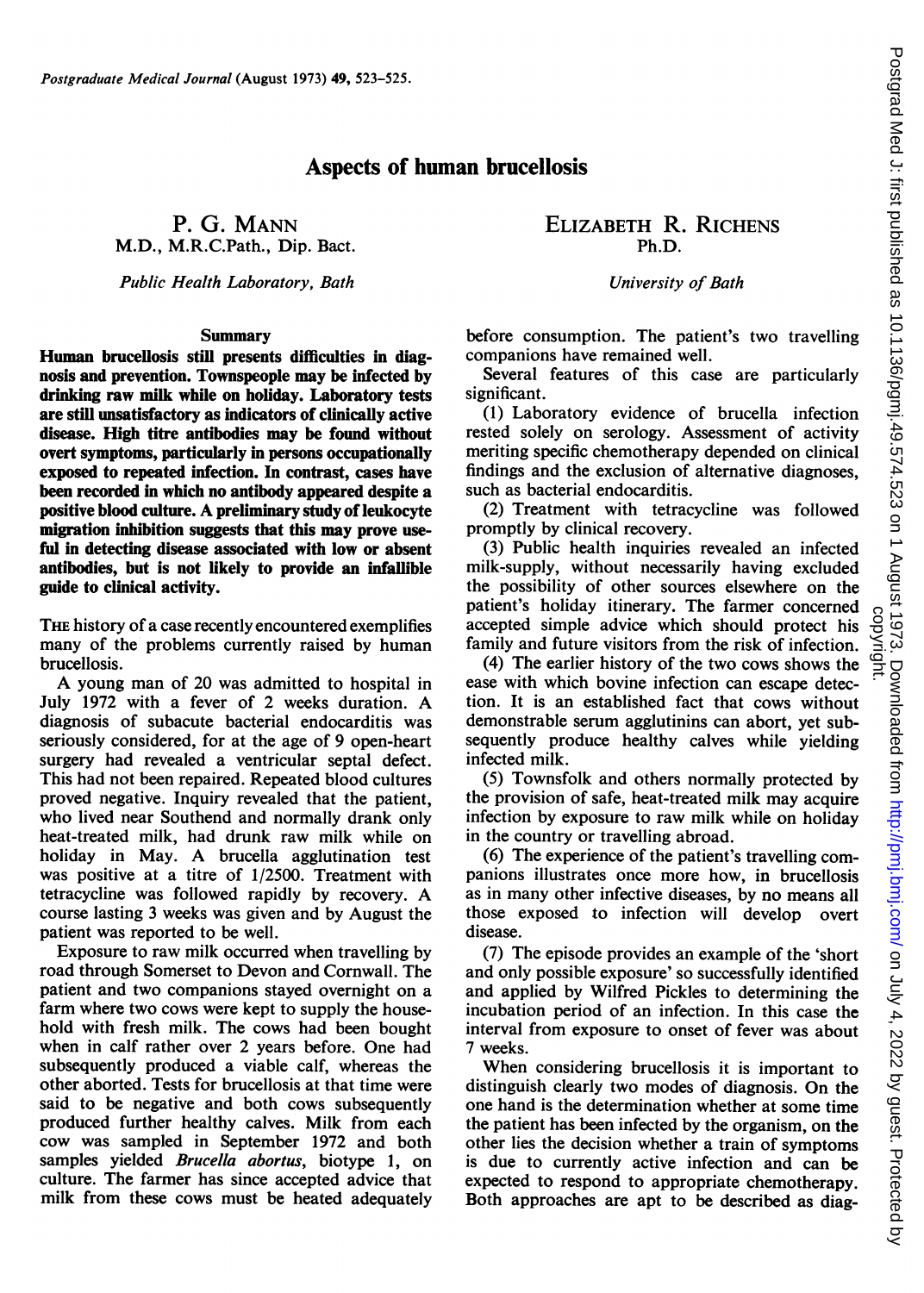# Aspects of human brucellosis

**P. G. Mann**
M.D., M.R.C.Path., Dip. Bact.

*Public Health Laboratory, Bath*

**Elizabeth R. Richens**
Ph.D.

*University of Bath*

## Summary

**Human brucellosis still presents difficulties in diagnosis and prevention. Townspeople may be infected by drinking raw milk while on holiday. Laboratory tests are still unsatisfactory as indicators of clinically active disease. High titre antibodies may be found without overt symptoms, particularly in persons occupationally exposed to repeated infection. In contrast, cases have been recorded in which no antibody appeared despite a positive blood culture. A preliminary study of leukocyte migration inhibition suggests that this may prove useful in detecting disease associated with low or absent antibodies, but is not likely to provide an infallible guide to clinical activity.**

The history of a case recently encountered exemplifies many of the problems currently raised by human brucellosis.

A young man of 20 was admitted to hospital in July 1972 with a fever of 2 weeks duration. A diagnosis of subacute bacterial endocarditis was seriously considered, for at the age of 9 open-heart surgery had revealed a ventricular septal defect. This had not been repaired. Repeated blood cultures proved negative. Inquiry revealed that the patient, who lived near Southend and normally drank only heat-treated milk, had drunk raw milk while on holiday in May. A brucella agglutination test was positive at a titre of 1/2500. Treatment with tetracycline was followed rapidly by recovery. A course lasting 3 weeks was given and by August the patient was reported to be well.

Exposure to raw milk occurred when travelling by road through Somerset to Devon and Cornwall. The patient and two companions stayed overnight on a farm where two cows were kept to supply the household with fresh milk. The cows had been bought when in calf rather over 2 years before. One had subsequently produced a viable calf, whereas the other aborted. Tests for brucellosis at that time were said to be negative and both cows subsequently produced further healthy calves. Milk from each cow was sampled in September 1972 and both samples yielded *Brucella abortus*, biotype 1, on culture. The farmer has since accepted advice that milk from these cows must be heated adequately before consumption. The patient's two travelling companions have remained well.

Several features of this case are particularly significant.

(1) Laboratory evidence of brucella infection rested solely on serology. Assessment of activity meriting specific chemotherapy depended on clinical findings and the exclusion of alternative diagnoses, such as bacterial endocarditis.

(2) Treatment with tetracycline was followed promptly by clinical recovery.

(3) Public health inquiries revealed an infected milk-supply, without necessarily having excluded the possibility of other sources elsewhere on the patient's holiday itinerary. The farmer concerned accepted simple advice which should protect his family and future visitors from the risk of infection.

(4) The earlier history of the two cows shows the ease with which bovine infection can escape detection. It is an established fact that cows without demonstrable serum agglutinins can abort, yet subsequently produce healthy calves while yielding infected milk.

(5) Townsfolk and others normally protected by the provision of safe, heat-treated milk may acquire infection by exposure to raw milk while on holiday in the country or travelling abroad.

(6) The experience of the patient's travelling companions illustrates once more how, in brucellosis as in many other infective diseases, by no means all those exposed to infection will develop overt disease.

(7) The episode provides an example of the 'short and only possible exposure' so successfully identified and applied by Wilfred Pickles to determining the incubation period of an infection. In this case the interval from exposure to onset of fever was about 7 weeks.

When considering brucellosis it is important to distinguish clearly two modes of diagnosis. On the one hand is the determination whether at some time the patient has been infected by the organism, on the other lies the decision whether a train of symptoms is due to currently active infection and can be expected to respond to appropriate chemotherapy. Both approaches are apt to be described as diag-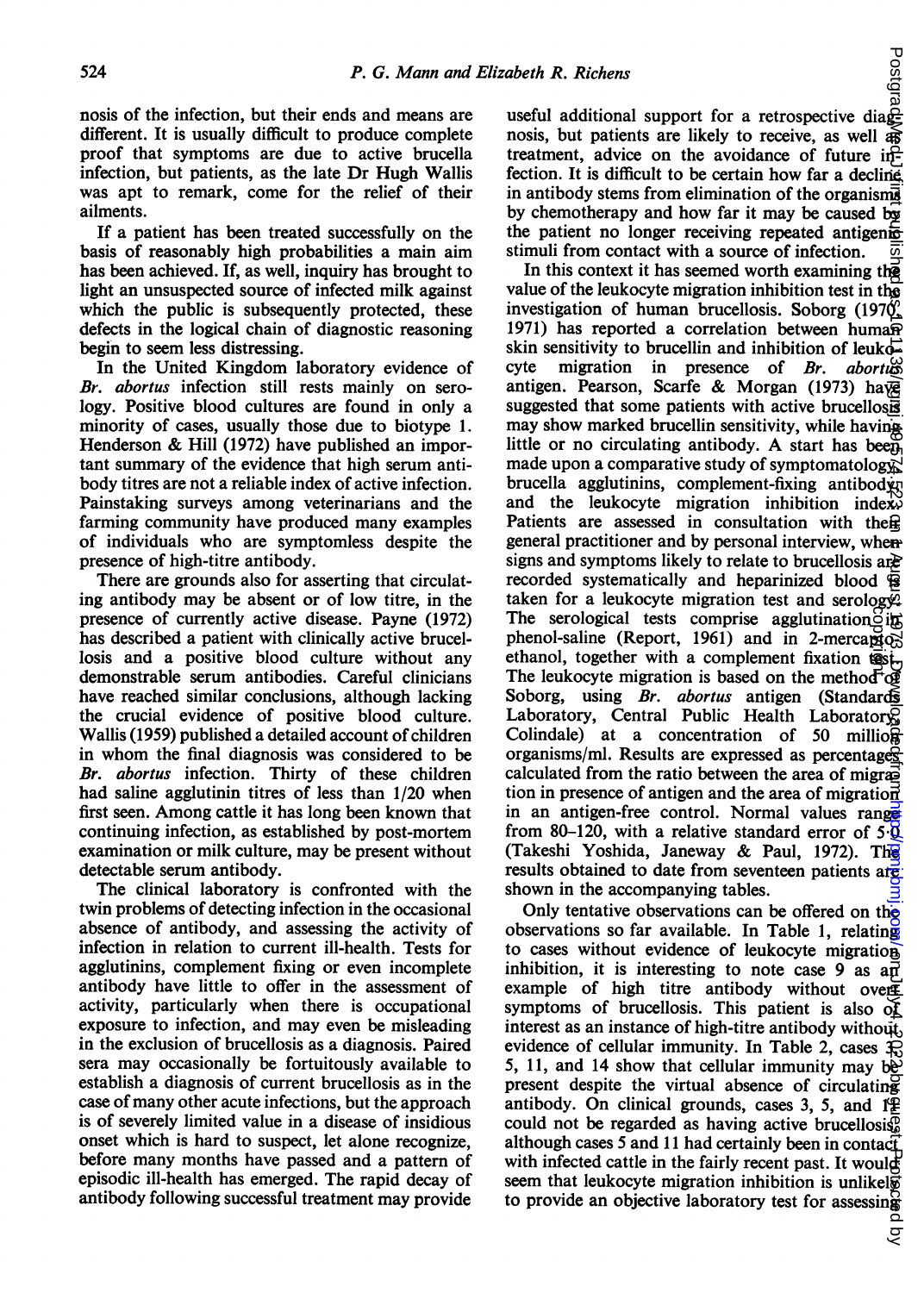nosis of the infection, but their ends and means are different. It is usually difficult to produce complete proof that symptoms are due to active brucella infection, but patients, as the late Dr Hugh Wallis was apt to remark, come for the relief of their ailments.

If a patient has been treated successfully on the basis of reasonably high probabilities a main aim has been achieved. If, as well, inquiry has brought to light an unsuspected source of infected milk against which the public is subsequently protected, these defects in the logical chain of diagnostic reasoning begin to seem less distressing.

In the United Kingdom laboratory evidence of *Br. abortus* infection still rests mainly on serology. Positive blood cultures are found in only a minority of cases, usually those due to biotype 1. Henderson & Hill (1972) have published an important summary of the evidence that high serum antibody titres are not a reliable index of active infection. Painstaking surveys among veterinarians and the farming community have produced many examples of individuals who are symptomless despite the presence of high-titre antibody.

There are grounds also for asserting that circulating antibody may be absent or of low titre, in the presence of currently active disease. Payne (1972) has described a patient with clinically active brucellosis and a positive blood culture without any demonstrable serum antibodies. Careful clinicians have reached similar conclusions, although lacking the crucial evidence of positive blood culture. Wallis (1959) published a detailed account of children in whom the final diagnosis was considered to be *Br. abortus* infection. Thirty of these children had saline agglutinin titres of less than 1/20 when first seen. Among cattle it has long been known that continuing infection, as established by post-mortem examination or milk culture, may be present without detectable serum antibody.

The clinical laboratory is confronted with the twin problems of detecting infection in the occasional absence of antibody, and assessing the activity of infection in relation to current ill-health. Tests for agglutinins, complement fixing or even incomplete antibody have little to offer in the assessment of activity, particularly when there is occupational exposure to infection, and may even be misleading in the exclusion of brucellosis as a diagnosis. Paired sera may occasionally be fortuitously available to establish a diagnosis of current brucellosis as in the case of many other acute infections, but the approach is of severely limited value in a disease of insidious onset which is hard to suspect, let alone recognize, before many months have passed and a pattern of episodic ill-health has emerged. The rapid decay of antibody following successful treatment may provide useful additional support for a retrospective diagnosis, but patients are likely to receive, as well as treatment, advice on the avoidance of future infection. It is difficult to be certain how far a decline in antibody stems from elimination of the organisms by chemotherapy and how far it may be caused by the patient no longer receiving repeated antigenic stimuli from contact with a source of infection.

In this context it has seemed worth examining the value of the leukocyte migration inhibition test in the investigation of human brucellosis. Soborg (1970, 1971) has reported a correlation between human skin sensitivity to brucellin and inhibition of leukocyte migration in presence of *Br. abortus* antigen. Pearson, Scarfe & Morgan (1973) have suggested that some patients with active brucellosis may show marked brucellin sensitivity, while having little or no circulating antibody. A start has been made upon a comparative study of symptomatology, brucella agglutinins, complement-fixing antibody and the leukocyte migration inhibition index. Patients are assessed in consultation with their general practitioner and by personal interview, when signs and symptoms likely to relate to brucellosis are recorded systematically and heparinized blood is taken for a leukocyte migration test and serology. The serological tests comprise agglutination in phenol-saline (Report, 1961) and in 2-mercaptoethanol, together with a complement fixation test. The leukocyte migration is based on the method of Soborg, using *Br. abortus* antigen (Standards Laboratory, Central Public Health Laboratory, Colindale) at a concentration of 50 million organisms/ml. Results are expressed as percentages calculated from the ratio between the area of migration in presence of antigen and the area of migration in an antigen-free control. Normal values range from 80–120, with a relative standard error of 5·0 (Takeshi Yoshida, Janeway & Paul, 1972). The results obtained to date from seventeen patients are shown in the accompanying tables.

Only tentative observations can be offered on the observations so far available. In Table 1, relating to cases without evidence of leukocyte migration inhibition, it is interesting to note case 9 as an example of high titre antibody without overt symptoms of brucellosis. This patient is also of interest as an instance of high-titre antibody without evidence of cellular immunity. In Table 2, cases 3, 5, 11, and 14 show that cellular immunity may be present despite the virtual absence of circulating antibody. On clinical grounds, cases 3, 5, and 14 could not be regarded as having active brucellosis although cases 5 and 11 had certainly been in contact with infected cattle in the fairly recent past. It would seem that leukocyte migration inhibition is unlikely to provide an objective laboratory test for assessing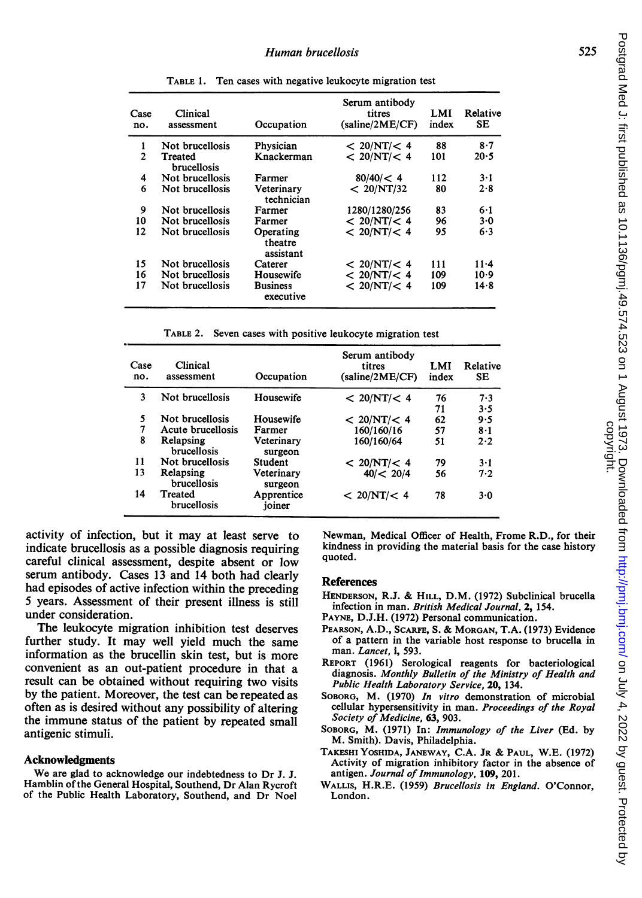TABLE 1. Ten cases with negative leukocyte migration test

| Case no. | Clinical assessment | Occupation | Serum antibody titres (saline/2ME/CF) | LMI index | Relative SE |
|---|---|---|---|---|---|
| 1 | Not brucellosis | Physician | < 20/NT/< 4 | 88 | 8·7 |
| 2 | Treated brucellosis | Knackerman | < 20/NT/< 4 | 101 | 20·5 |
| 4 | Not brucellosis | Farmer | 80/40/< 4 | 112 | 3·1 |
| 6 | Not brucellosis | Veterinary technician | < 20/NT/32 | 80 | 2·8 |
| 9 | Not brucellosis | Farmer | 1280/1280/256 | 83 | 6·1 |
| 10 | Not brucellosis | Farmer | < 20/NT/< 4 | 96 | 3·0 |
| 12 | Not brucellosis | Operating theatre assistant | < 20/NT/< 4 | 95 | 6·3 |
| 15 | Not brucellosis | Caterer | < 20/NT/< 4 | 111 | 11·4 |
| 16 | Not brucellosis | Housewife | < 20/NT/< 4 | 109 | 10·9 |
| 17 | Not brucellosis | Business executive | < 20/NT/< 4 | 109 | 14·8 |

TABLE 2. Seven cases with positive leukocyte migration test

| Case no. | Clinical assessment | Occupation | Serum antibody titres (saline/2ME/CF) | LMI index | Relative SE |
|---|---|---|---|---|---|
| 3 | Not brucellosis | Housewife | < 20/NT/< 4 | 76 | 7·3 |
| | | | | 71 | 3·5 |
| 5 | Not brucellosis | Housewife | < 20/NT/< 4 | 62 | 9·5 |
| 7 | Acute brucellosis | Farmer | 160/160/16 | 57 | 8·1 |
| 8 | Relapsing brucellosis | Veterinary surgeon | 160/160/64 | 51 | 2·2 |
| 11 | Not brucellosis | Student | < 20/NT/< 4 | 79 | 3·1 |
| 13 | Relapsing brucellosis | Veterinary surgeon | 40/< 20/4 | 56 | 7·2 |
| 14 | Treated brucellosis | Apprentice joiner | < 20/NT/< 4 | 78 | 3·0 |

activity of infection, but it may at least serve to indicate brucellosis as a possible diagnosis requiring careful clinical assessment, despite absent or low serum antibody. Cases 13 and 14 both had clearly had episodes of active infection within the preceding 5 years. Assessment of their present illness is still under consideration.

The leukocyte migration inhibition test deserves further study. It may well yield much the same information as the brucellin skin test, but is more convenient as an out-patient procedure in that a result can be obtained without requiring two visits by the patient. Moreover, the test can be repeated as often as is desired without any possibility of altering the immune status of the patient by repeated small antigenic stimuli.

## Acknowledgments

We are glad to acknowledge our indebtedness to Dr J. J. Hamblin of the General Hospital, Southend, Dr Alan Rycroft of the Public Health Laboratory, Southend, and Dr Noel Newman, Medical Officer of Health, Frome R.D., for their kindness in providing the material basis for the case history quoted.

## References

HENDERSON, R.J. & HILL, D.M. (1972) Subclinical brucella infection in man. *British Medical Journal*, **2**, 154.

PAYNE, D.J.H. (1972) Personal communication.

PEARSON, A.D., SCARFE, S. & MORGAN, T.A. (1973) Evidence of a pattern in the variable host response to brucella in man. *Lancet*, **i**, 593.

REPORT (1961) Serological reagents for bacteriological diagnosis. *Monthly Bulletin of the Ministry of Health and Public Health Laboratory Service*, **20**, 134.

SOBORG, M. (1970) *In vitro* demonstration of microbial cellular hypersensitivity in man. *Proceedings of the Royal Society of Medicine*, **63**, 903.

SOBORG, M. (1971) In: *Immunology of the Liver* (Ed. by M. Smith). Davis, Philadelphia.

TAKESHI YOSHIDA, JANEWAY, C.A. JR & PAUL, W.E. (1972) Activity of migration inhibitory factor in the absence of antigen. *Journal of Immunology*, **109**, 201.

WALLIS, H.R.E. (1959) *Brucellosis in England*. O'Connor, London.